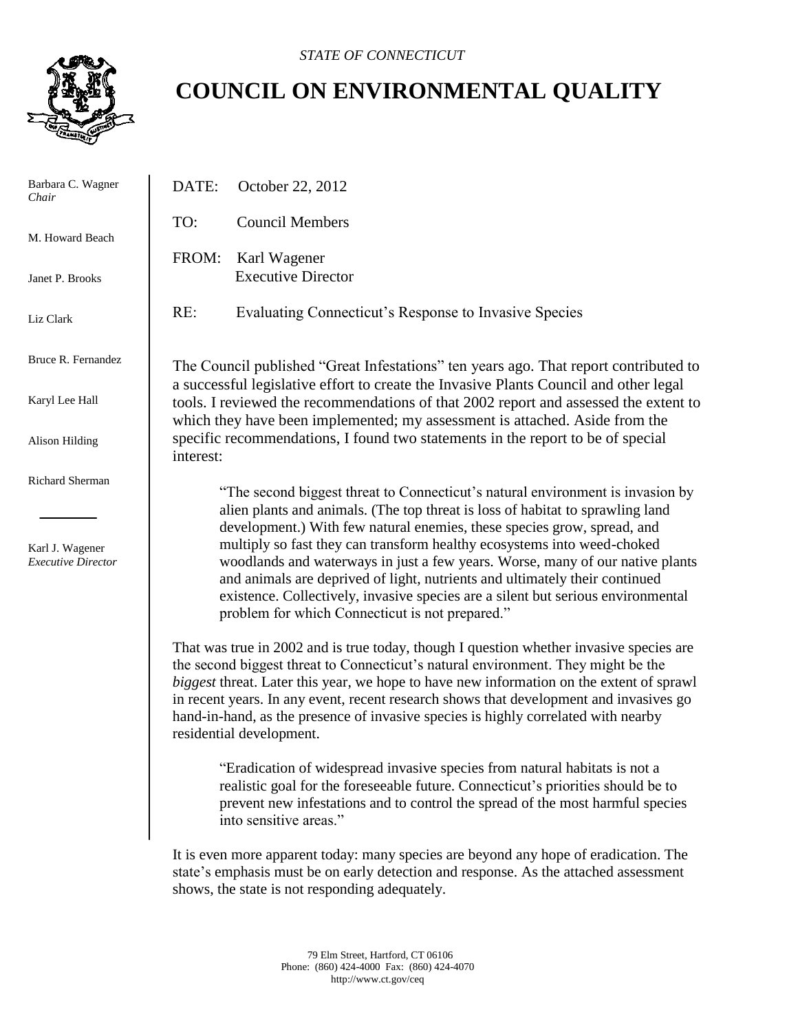*STATE OF CONNECTICUT*

# COUNCIL ON ENVIRONMENTAL QUALITY

Barbara C. Wagner
*Chair*

M. Howard Beach

Janet P. Brooks

Liz Clark

Bruce R. Fernandez

Karyl Lee Hall

Alison Hilding

Richard Sherman

---

Karl J. Wagener
*Executive Director*

DATE: October 22, 2012

TO: Council Members

FROM: Karl Wagener
Executive Director

RE: Evaluating Connecticut's Response to Invasive Species

The Council published "Great Infestations" ten years ago. That report contributed to a successful legislative effort to create the Invasive Plants Council and other legal tools. I reviewed the recommendations of that 2002 report and assessed the extent to which they have been implemented; my assessment is attached. Aside from the specific recommendations, I found two statements in the report to be of special interest:

> "The second biggest threat to Connecticut's natural environment is invasion by alien plants and animals. (The top threat is loss of habitat to sprawling land development.) With few natural enemies, these species grow, spread, and multiply so fast they can transform healthy ecosystems into weed-choked woodlands and waterways in just a few years. Worse, many of our native plants and animals are deprived of light, nutrients and ultimately their continued existence. Collectively, invasive species are a silent but serious environmental problem for which Connecticut is not prepared."

That was true in 2002 and is true today, though I question whether invasive species are the second biggest threat to Connecticut's natural environment. They might be the *biggest* threat. Later this year, we hope to have new information on the extent of sprawl in recent years. In any event, recent research shows that development and invasives go hand-in-hand, as the presence of invasive species is highly correlated with nearby residential development.

> "Eradication of widespread invasive species from natural habitats is not a realistic goal for the foreseeable future. Connecticut's priorities should be to prevent new infestations and to control the spread of the most harmful species into sensitive areas."

It is even more apparent today: many species are beyond any hope of eradication. The state's emphasis must be on early detection and response. As the attached assessment shows, the state is not responding adequately.

79 Elm Street, Hartford, CT 06106
Phone: (860) 424-4000 Fax: (860) 424-4070
http://www.ct.gov/ceq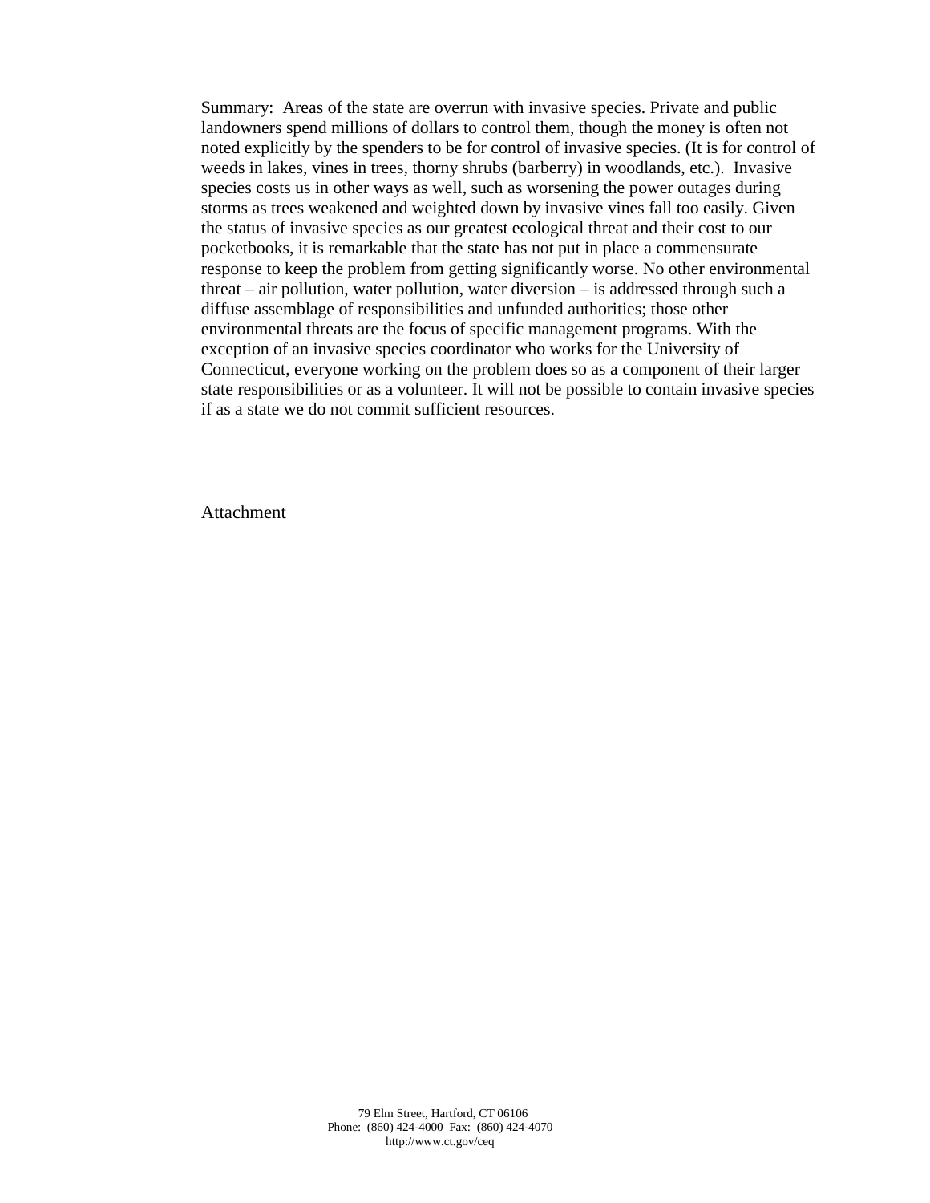Summary: Areas of the state are overrun with invasive species. Private and public landowners spend millions of dollars to control them, though the money is often not noted explicitly by the spenders to be for control of invasive species. (It is for control of weeds in lakes, vines in trees, thorny shrubs (barberry) in woodlands, etc.). Invasive species costs us in other ways as well, such as worsening the power outages during storms as trees weakened and weighted down by invasive vines fall too easily. Given the status of invasive species as our greatest ecological threat and their cost to our pocketbooks, it is remarkable that the state has not put in place a commensurate response to keep the problem from getting significantly worse. No other environmental threat – air pollution, water pollution, water diversion – is addressed through such a diffuse assemblage of responsibilities and unfunded authorities; those other environmental threats are the focus of specific management programs. With the exception of an invasive species coordinator who works for the University of Connecticut, everyone working on the problem does so as a component of their larger state responsibilities or as a volunteer. It will not be possible to contain invasive species if as a state we do not commit sufficient resources.

Attachment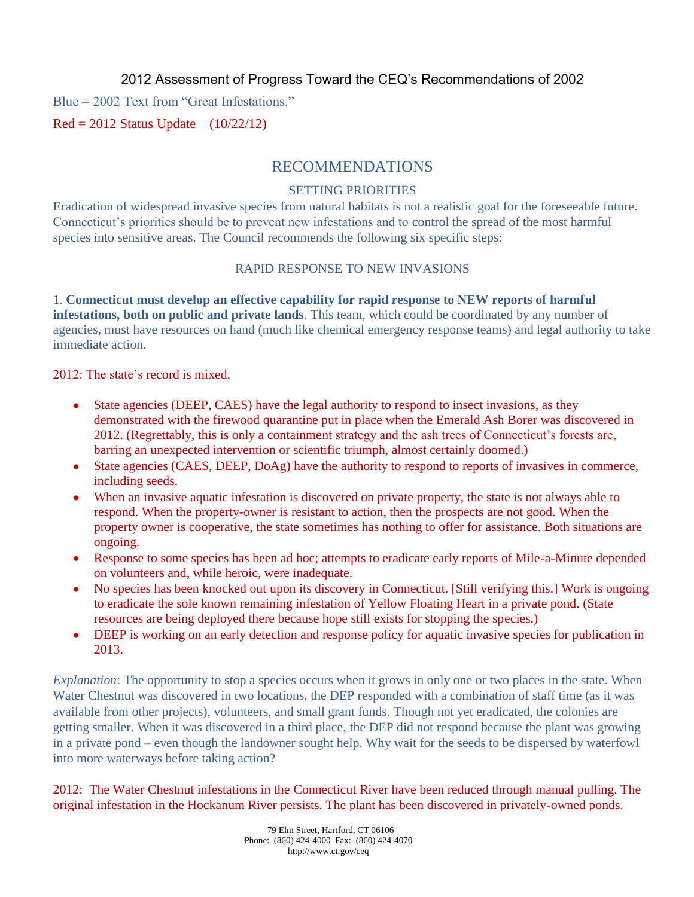2012 Assessment of Progress Toward the CEQ's Recommendations of 2002

Blue = 2002 Text from "Great Infestations."

Red = 2012 Status Update (10/22/12)

# RECOMMENDATIONS

## SETTING PRIORITIES

Eradication of widespread invasive species from natural habitats is not a realistic goal for the foreseeable future. Connecticut's priorities should be to prevent new infestations and to control the spread of the most harmful species into sensitive areas. The Council recommends the following six specific steps:

## RAPID RESPONSE TO NEW INVASIONS

1. **Connecticut must develop an effective capability for rapid response to NEW reports of harmful infestations, both on public and private lands**. This team, which could be coordinated by any number of agencies, must have resources on hand (much like chemical emergency response teams) and legal authority to take immediate action.

2012: The state's record is mixed.

- State agencies (DEEP, CAES) have the legal authority to respond to insect invasions, as they demonstrated with the firewood quarantine put in place when the Emerald Ash Borer was discovered in 2012. (Regrettably, this is only a containment strategy and the ash trees of Connecticut's forests are, barring an unexpected intervention or scientific triumph, almost certainly doomed.)
- State agencies (CAES, DEEP, DoAg) have the authority to respond to reports of invasives in commerce, including seeds.
- When an invasive aquatic infestation is discovered on private property, the state is not always able to respond. When the property-owner is resistant to action, then the prospects are not good. When the property owner is cooperative, the state sometimes has nothing to offer for assistance. Both situations are ongoing.
- Response to some species has been ad hoc; attempts to eradicate early reports of Mile-a-Minute depended on volunteers and, while heroic, were inadequate.
- No species has been knocked out upon its discovery in Connecticut. [Still verifying this.] Work is ongoing to eradicate the sole known remaining infestation of Yellow Floating Heart in a private pond. (State resources are being deployed there because hope still exists for stopping the species.)
- DEEP is working on an early detection and response policy for aquatic invasive species for publication in 2013.

*Explanation*: The opportunity to stop a species occurs when it grows in only one or two places in the state. When Water Chestnut was discovered in two locations, the DEP responded with a combination of staff time (as it was available from other projects), volunteers, and small grant funds. Though not yet eradicated, the colonies are getting smaller. When it was discovered in a third place, the DEP did not respond because the plant was growing in a private pond – even though the landowner sought help. Why wait for the seeds to be dispersed by waterfowl into more waterways before taking action?

2012: The Water Chestnut infestations in the Connecticut River have been reduced through manual pulling. The original infestation in the Hockanum River persists. The plant has been discovered in privately-owned ponds.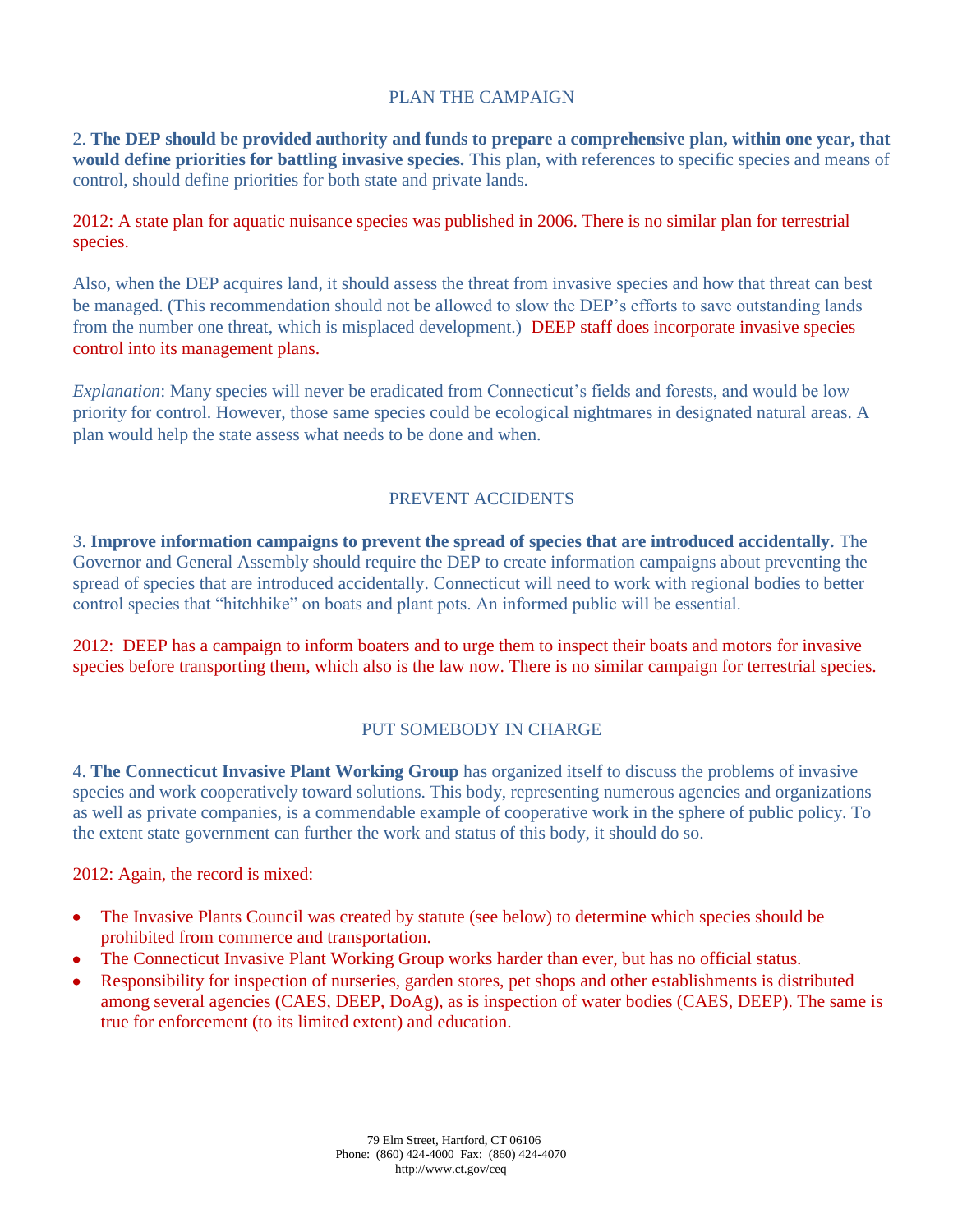## PLAN THE CAMPAIGN

2. **The DEP should be provided authority and funds to prepare a comprehensive plan, within one year, that would define priorities for battling invasive species.** This plan, with references to specific species and means of control, should define priorities for both state and private lands.

2012: A state plan for aquatic nuisance species was published in 2006. There is no similar plan for terrestrial species.

Also, when the DEP acquires land, it should assess the threat from invasive species and how that threat can best be managed. (This recommendation should not be allowed to slow the DEP's efforts to save outstanding lands from the number one threat, which is misplaced development.) DEEP staff does incorporate invasive species control into its management plans.

*Explanation*: Many species will never be eradicated from Connecticut's fields and forests, and would be low priority for control. However, those same species could be ecological nightmares in designated natural areas. A plan would help the state assess what needs to be done and when.

## PREVENT ACCIDENTS

3. **Improve information campaigns to prevent the spread of species that are introduced accidentally.** The Governor and General Assembly should require the DEP to create information campaigns about preventing the spread of species that are introduced accidentally. Connecticut will need to work with regional bodies to better control species that "hitchhike" on boats and plant pots. An informed public will be essential.

2012: DEEP has a campaign to inform boaters and to urge them to inspect their boats and motors for invasive species before transporting them, which also is the law now. There is no similar campaign for terrestrial species.

## PUT SOMEBODY IN CHARGE

4. **The Connecticut Invasive Plant Working Group** has organized itself to discuss the problems of invasive species and work cooperatively toward solutions. This body, representing numerous agencies and organizations as well as private companies, is a commendable example of cooperative work in the sphere of public policy. To the extent state government can further the work and status of this body, it should do so.

2012: Again, the record is mixed:

- The Invasive Plants Council was created by statute (see below) to determine which species should be prohibited from commerce and transportation.
- The Connecticut Invasive Plant Working Group works harder than ever, but has no official status.
- Responsibility for inspection of nurseries, garden stores, pet shops and other establishments is distributed among several agencies (CAES, DEEP, DoAg), as is inspection of water bodies (CAES, DEEP). The same is true for enforcement (to its limited extent) and education.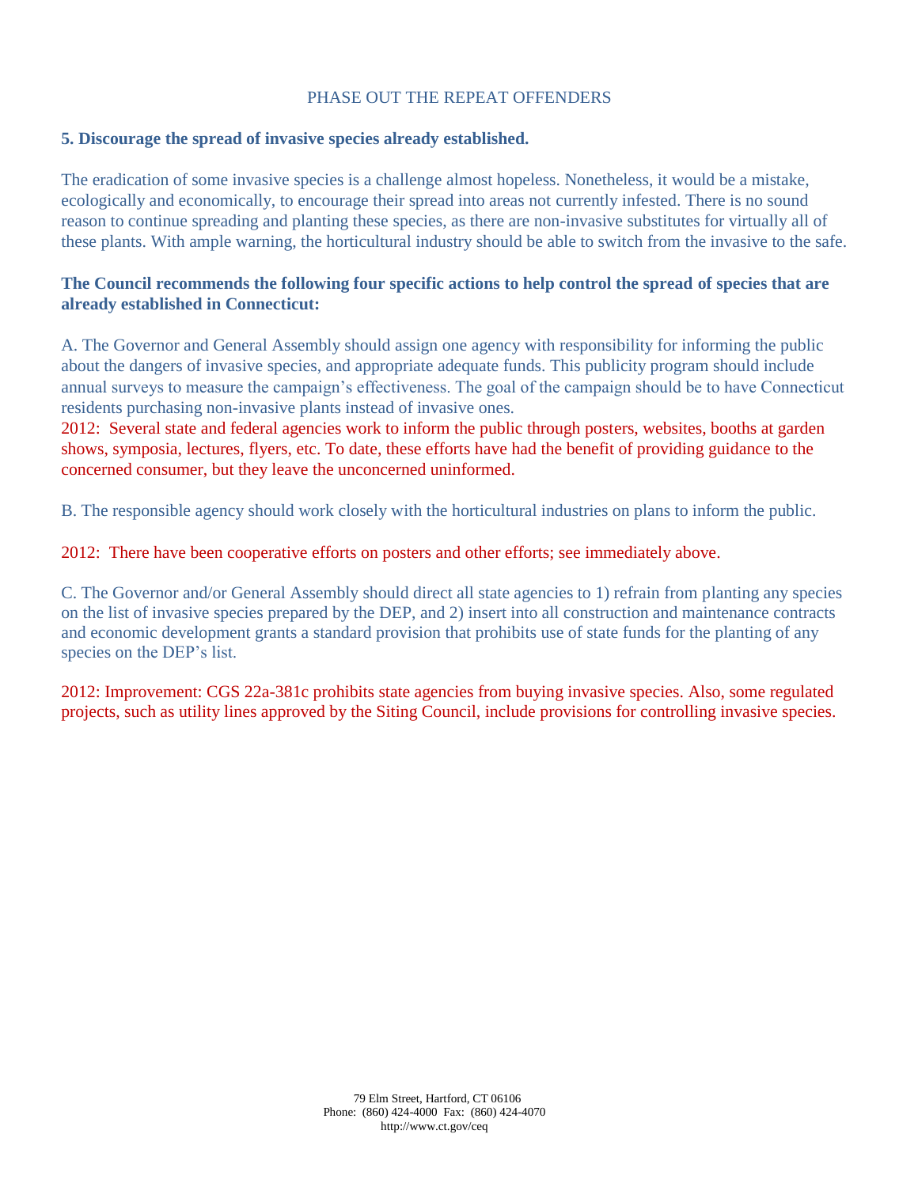PHASE OUT THE REPEAT OFFENDERS

**5. Discourage the spread of invasive species already established.**

The eradication of some invasive species is a challenge almost hopeless. Nonetheless, it would be a mistake, ecologically and economically, to encourage their spread into areas not currently infested. There is no sound reason to continue spreading and planting these species, as there are non-invasive substitutes for virtually all of these plants. With ample warning, the horticultural industry should be able to switch from the invasive to the safe.

**The Council recommends the following four specific actions to help control the spread of species that are already established in Connecticut:**

A. The Governor and General Assembly should assign one agency with responsibility for informing the public about the dangers of invasive species, and appropriate adequate funds. This publicity program should include annual surveys to measure the campaign's effectiveness. The goal of the campaign should be to have Connecticut residents purchasing non-invasive plants instead of invasive ones.
2012: Several state and federal agencies work to inform the public through posters, websites, booths at garden shows, symposia, lectures, flyers, etc. To date, these efforts have had the benefit of providing guidance to the concerned consumer, but they leave the unconcerned uninformed.

B. The responsible agency should work closely with the horticultural industries on plans to inform the public.

2012: There have been cooperative efforts on posters and other efforts; see immediately above.

C. The Governor and/or General Assembly should direct all state agencies to 1) refrain from planting any species on the list of invasive species prepared by the DEP, and 2) insert into all construction and maintenance contracts and economic development grants a standard provision that prohibits use of state funds for the planting of any species on the DEP's list.

2012: Improvement: CGS 22a-381c prohibits state agencies from buying invasive species. Also, some regulated projects, such as utility lines approved by the Siting Council, include provisions for controlling invasive species.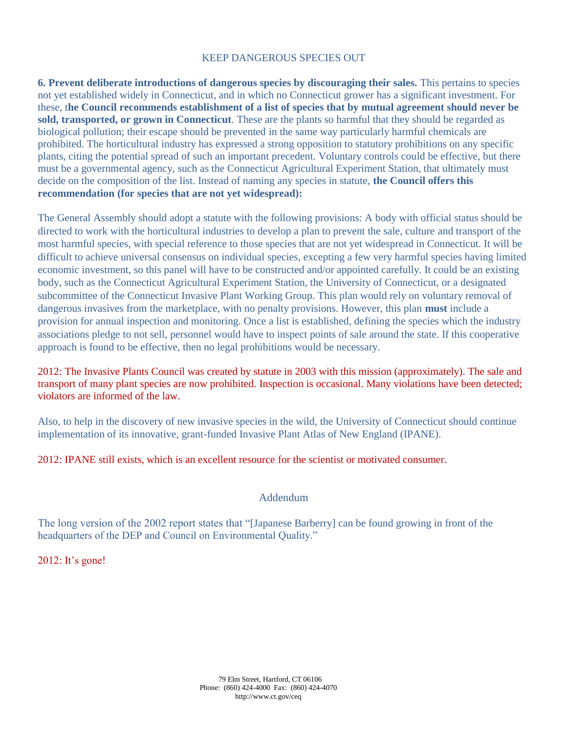## KEEP DANGEROUS SPECIES OUT

**6. Prevent deliberate introductions of dangerous species by discouraging their sales.** This pertains to species not yet established widely in Connecticut, and in which no Connecticut grower has a significant investment. For these, t**he Council recommends establishment of a list of species that by mutual agreement should never be sold, transported, or grown in Connecticut**. These are the plants so harmful that they should be regarded as biological pollution; their escape should be prevented in the same way particularly harmful chemicals are prohibited. The horticultural industry has expressed a strong opposition to statutory prohibitions on any specific plants, citing the potential spread of such an important precedent. Voluntary controls could be effective, but there must be a governmental agency, such as the Connecticut Agricultural Experiment Station, that ultimately must decide on the composition of the list. Instead of naming any species in statute, **the Council offers this recommendation (for species that are not yet widespread):**

The General Assembly should adopt a statute with the following provisions: A body with official status should be directed to work with the horticultural industries to develop a plan to prevent the sale, culture and transport of the most harmful species, with special reference to those species that are not yet widespread in Connecticut. It will be difficult to achieve universal consensus on individual species, excepting a few very harmful species having limited economic investment, so this panel will have to be constructed and/or appointed carefully. It could be an existing body, such as the Connecticut Agricultural Experiment Station, the University of Connecticut, or a designated subcommittee of the Connecticut Invasive Plant Working Group. This plan would rely on voluntary removal of dangerous invasives from the marketplace, with no penalty provisions. However, this plan **must** include a provision for annual inspection and monitoring. Once a list is established, defining the species which the industry associations pledge to not sell, personnel would have to inspect points of sale around the state. If this cooperative approach is found to be effective, then no legal prohibitions would be necessary.

2012: The Invasive Plants Council was created by statute in 2003 with this mission (approximately). The sale and transport of many plant species are now prohibited. Inspection is occasional. Many violations have been detected; violators are informed of the law.

Also, to help in the discovery of new invasive species in the wild, the University of Connecticut should continue implementation of its innovative, grant-funded Invasive Plant Atlas of New England (IPANE).

2012: IPANE still exists, which is an excellent resource for the scientist or motivated consumer.

## Addendum

The long version of the 2002 report states that "[Japanese Barberry] can be found growing in front of the headquarters of the DEP and Council on Environmental Quality."

2012: It's gone!